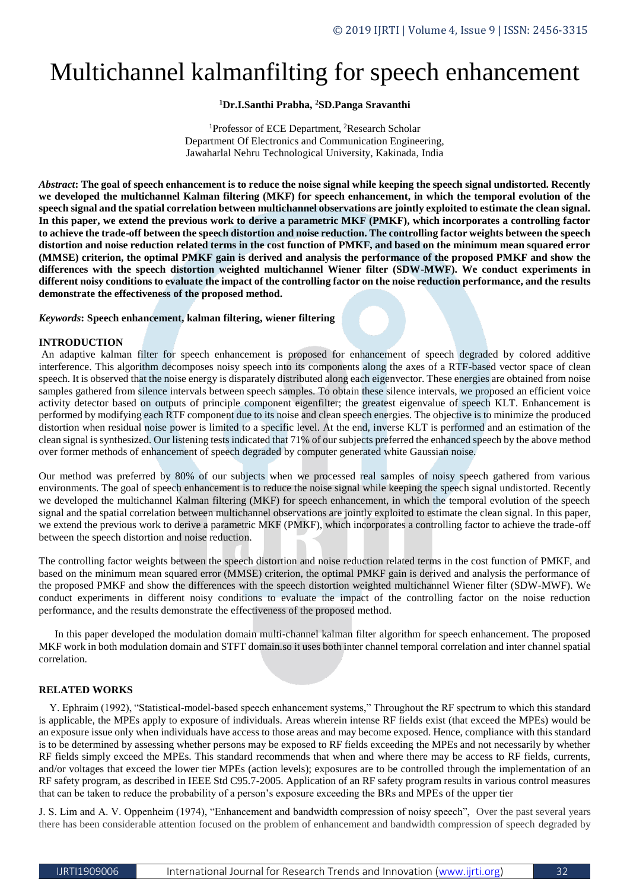# Multichannel kalmanfilting for speech enhancement

**[1]Dr.I.Santhi Prabha, [2]SD.Panga Sravanthi**

[1]Professor of ECE Department, [2]Research Scholar
Department Of Electronics and Communication Engineering,
Jawaharlal Nehru Technological University, Kakinada, India

***Abstract*: The goal of speech enhancement is to reduce the noise signal while keeping the speech signal undistorted. Recently we developed the multichannel Kalman filtering (MKF) for speech enhancement, in which the temporal evolution of the speech signal and the spatial correlation between multichannel observations are jointly exploited to estimate the clean signal. In this paper, we extend the previous work to derive a parametric MKF (PMKF), which incorporates a controlling factor to achieve the trade-off between the speech distortion and noise reduction. The controlling factor weights between the speech distortion and noise reduction related terms in the cost function of PMKF, and based on the minimum mean squared error (MMSE) criterion, the optimal PMKF gain is derived and analysis the performance of the proposed PMKF and show the differences with the speech distortion weighted multichannel Wiener filter (SDW-MWF). We conduct experiments in different noisy conditions to evaluate the impact of the controlling factor on the noise reduction performance, and the results demonstrate the effectiveness of the proposed method.**

***Keywords*: Speech enhancement, kalman filtering, wiener filtering**

## INTRODUCTION

An adaptive kalman filter for speech enhancement is proposed for enhancement of speech degraded by colored additive interference. This algorithm decomposes noisy speech into its components along the axes of a RTF-based vector space of clean speech. It is observed that the noise energy is disparately distributed along each eigenvector. These energies are obtained from noise samples gathered from silence intervals between speech samples. To obtain these silence intervals, we proposed an efficient voice activity detector based on outputs of principle component eigenfilter; the greatest eigenvalue of speech KLT. Enhancement is performed by modifying each RTF component due to its noise and clean speech energies. The objective is to minimize the produced distortion when residual noise power is limited to a specific level. At the end, inverse KLT is performed and an estimation of the clean signal is synthesized. Our listening tests indicated that 71% of our subjects preferred the enhanced speech by the above method over former methods of enhancement of speech degraded by computer generated white Gaussian noise.

Our method was preferred by 80% of our subjects when we processed real samples of noisy speech gathered from various environments. The goal of speech enhancement is to reduce the noise signal while keeping the speech signal undistorted. Recently we developed the multichannel Kalman filtering (MKF) for speech enhancement, in which the temporal evolution of the speech signal and the spatial correlation between multichannel observations are jointly exploited to estimate the clean signal. In this paper, we extend the previous work to derive a parametric MKF (PMKF), which incorporates a controlling factor to achieve the trade-off between the speech distortion and noise reduction.

The controlling factor weights between the speech distortion and noise reduction related terms in the cost function of PMKF, and based on the minimum mean squared error (MMSE) criterion, the optimal PMKF gain is derived and analysis the performance of the proposed PMKF and show the differences with the speech distortion weighted multichannel Wiener filter (SDW-MWF). We conduct experiments in different noisy conditions to evaluate the impact of the controlling factor on the noise reduction performance, and the results demonstrate the effectiveness of the proposed method.

In this paper developed the modulation domain multi-channel kalman filter algorithm for speech enhancement. The proposed MKF work in both modulation domain and STFT domain.so it uses both inter channel temporal correlation and inter channel spatial correlation.

## RELATED WORKS

Y. Ephraim (1992), "Statistical-model-based speech enhancement systems," Throughout the RF spectrum to which this standard is applicable, the MPEs apply to exposure of individuals. Areas wherein intense RF fields exist (that exceed the MPEs) would be an exposure issue only when individuals have access to those areas and may become exposed. Hence, compliance with this standard is to be determined by assessing whether persons may be exposed to RF fields exceeding the MPEs and not necessarily by whether RF fields simply exceed the MPEs. This standard recommends that when and where there may be access to RF fields, currents, and/or voltages that exceed the lower tier MPEs (action levels); exposures are to be controlled through the implementation of an RF safety program, as described in IEEE Std C95.7-2005. Application of an RF safety program results in various control measures that can be taken to reduce the probability of a person's exposure exceeding the BRs and MPEs of the upper tier

J. S. Lim and A. V. Oppenheim (1974), "Enhancement and bandwidth compression of noisy speech", Over the past several years there has been considerable attention focused on the problem of enhancement and bandwidth compression of speech degraded by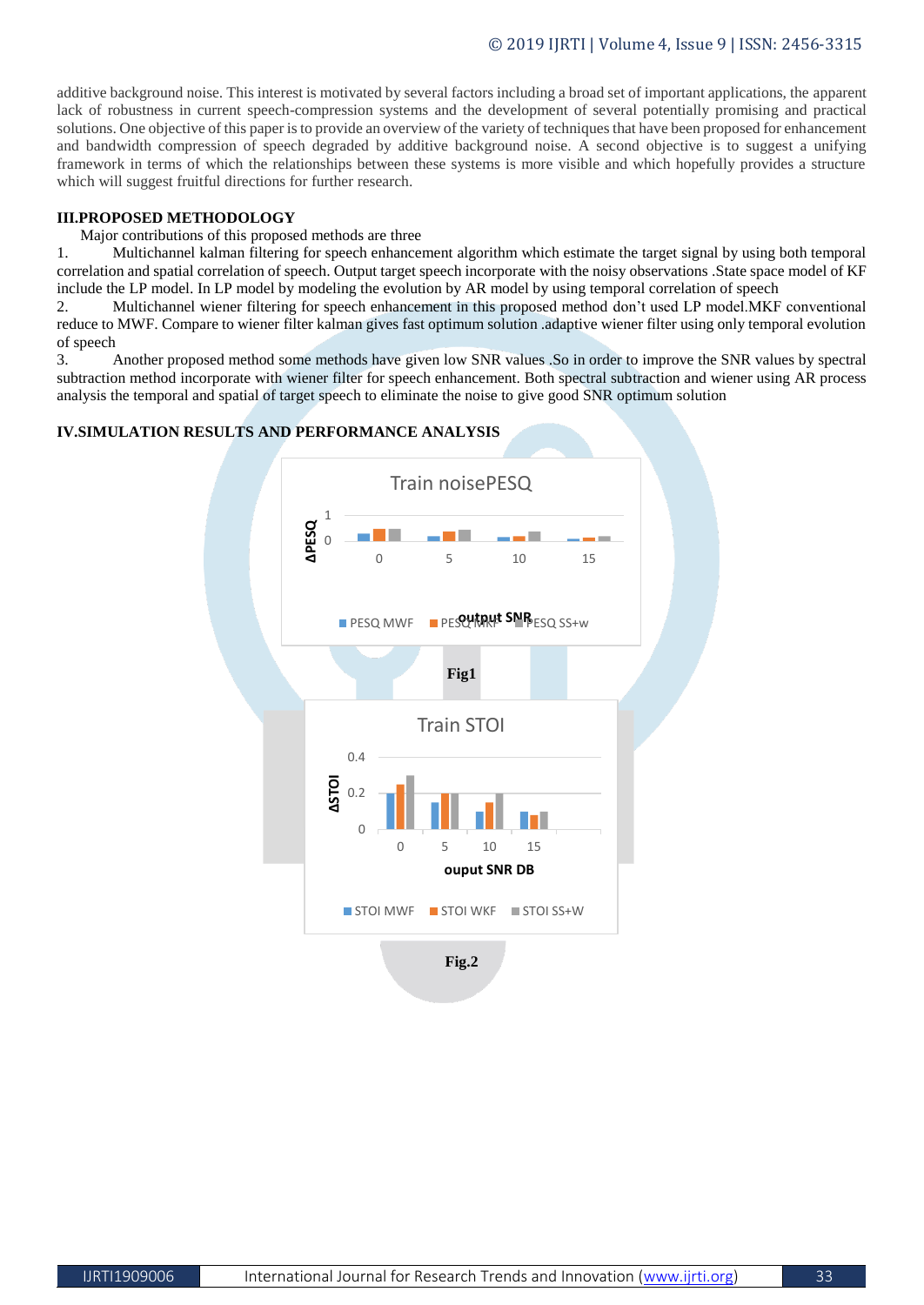additive background noise. This interest is motivated by several factors including a broad set of important applications, the apparent lack of robustness in current speech-compression systems and the development of several potentially promising and practical solutions. One objective of this paper is to provide an overview of the variety of techniques that have been proposed for enhancement and bandwidth compression of speech degraded by additive background noise. A second objective is to suggest a unifying framework in terms of which the relationships between these systems is more visible and which hopefully provides a structure which will suggest fruitful directions for further research.

## III.PROPOSED METHODOLOGY

Major contributions of this proposed methods are three

1. Multichannel kalman filtering for speech enhancement algorithm which estimate the target signal by using both temporal correlation and spatial correlation of speech. Output target speech incorporate with the noisy observations .State space model of KF include the LP model. In LP model by modeling the evolution by AR model by using temporal correlation of speech
2. Multichannel wiener filtering for speech enhancement in this proposed method don't used LP model.MKF conventional reduce to MWF. Compare to wiener filter kalman gives fast optimum solution .adaptive wiener filter using only temporal evolution of speech
3. Another proposed method some methods have given low SNR values .So in order to improve the SNR values by spectral subtraction method incorporate with wiener filter for speech enhancement. Both spectral subtraction and wiener using AR process analysis the temporal and spatial of target speech to eliminate the noise to give good SNR optimum solution

## IV.SIMULATION RESULTS AND PERFORMANCE ANALYSIS

Fig1

Fig.2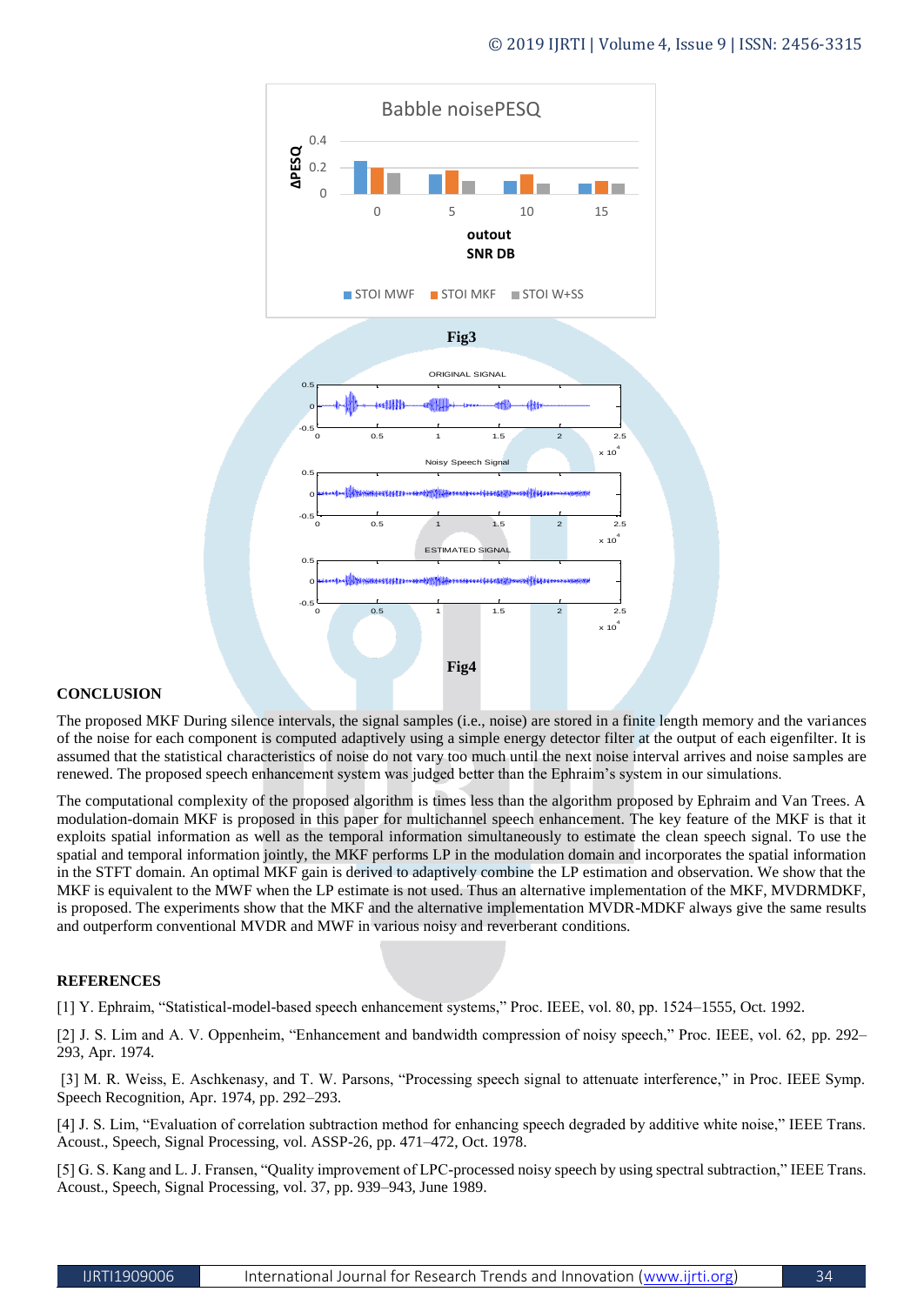Babble noisePESQ

ΔPESQ

0.4

0.2

0

0 5 10 15

outout

SNR DB

STOI MWF STOI MKF STOI W+SS

**Fig3**

ORIGINAL SIGNAL

0.5

0

-0.5

0 0.5 1 1.5 2 2.5

x $10^4$

Noisy Speech Signal

0.5

0

-0.5

0 0.5 1 1.5 2 2.5

x $10^4$

ESTIMATED SIGNAL

0.5

0

-0.5

0 0.5 1 1.5 2 2.5

x $10^4$

**Fig4**

## CONCLUSION

The proposed MKF During silence intervals, the signal samples (i.e., noise) are stored in a finite length memory and the variances of the noise for each component is computed adaptively using a simple energy detector filter at the output of each eigenfilter. It is assumed that the statistical characteristics of noise do not vary too much until the next noise interval arrives and noise samples are renewed. The proposed speech enhancement system was judged better than the Ephraim's system in our simulations.

The computational complexity of the proposed algorithm is times less than the algorithm proposed by Ephraim and Van Trees. A modulation-domain MKF is proposed in this paper for multichannel speech enhancement. The key feature of the MKF is that it exploits spatial information as well as the temporal information simultaneously to estimate the clean speech signal. To use the spatial and temporal information jointly, the MKF performs LP in the modulation domain and incorporates the spatial information in the STFT domain. An optimal MKF gain is derived to adaptively combine the LP estimation and observation. We show that the MKF is equivalent to the MWF when the LP estimate is not used. Thus an alternative implementation of the MKF, MVDRMDKF, is proposed. The experiments show that the MKF and the alternative implementation MVDR-MDKF always give the same results and outperform conventional MVDR and MWF in various noisy and reverberant conditions.

## REFERENCES

[1] Y. Ephraim, "Statistical-model-based speech enhancement systems," Proc. IEEE, vol. 80, pp. 1524–1555, Oct. 1992.

[2] J. S. Lim and A. V. Oppenheim, "Enhancement and bandwidth compression of noisy speech," Proc. IEEE, vol. 62, pp. 292–293, Apr. 1974.

[3] M. R. Weiss, E. Aschkenasy, and T. W. Parsons, "Processing speech signal to attenuate interference," in Proc. IEEE Symp. Speech Recognition, Apr. 1974, pp. 292–293.

[4] J. S. Lim, "Evaluation of correlation subtraction method for enhancing speech degraded by additive white noise," IEEE Trans. Acoust., Speech, Signal Processing, vol. ASSP-26, pp. 471–472, Oct. 1978.

[5] G. S. Kang and L. J. Fransen, "Quality improvement of LPC-processed noisy speech by using spectral subtraction," IEEE Trans. Acoust., Speech, Signal Processing, vol. 37, pp. 939–943, June 1989.